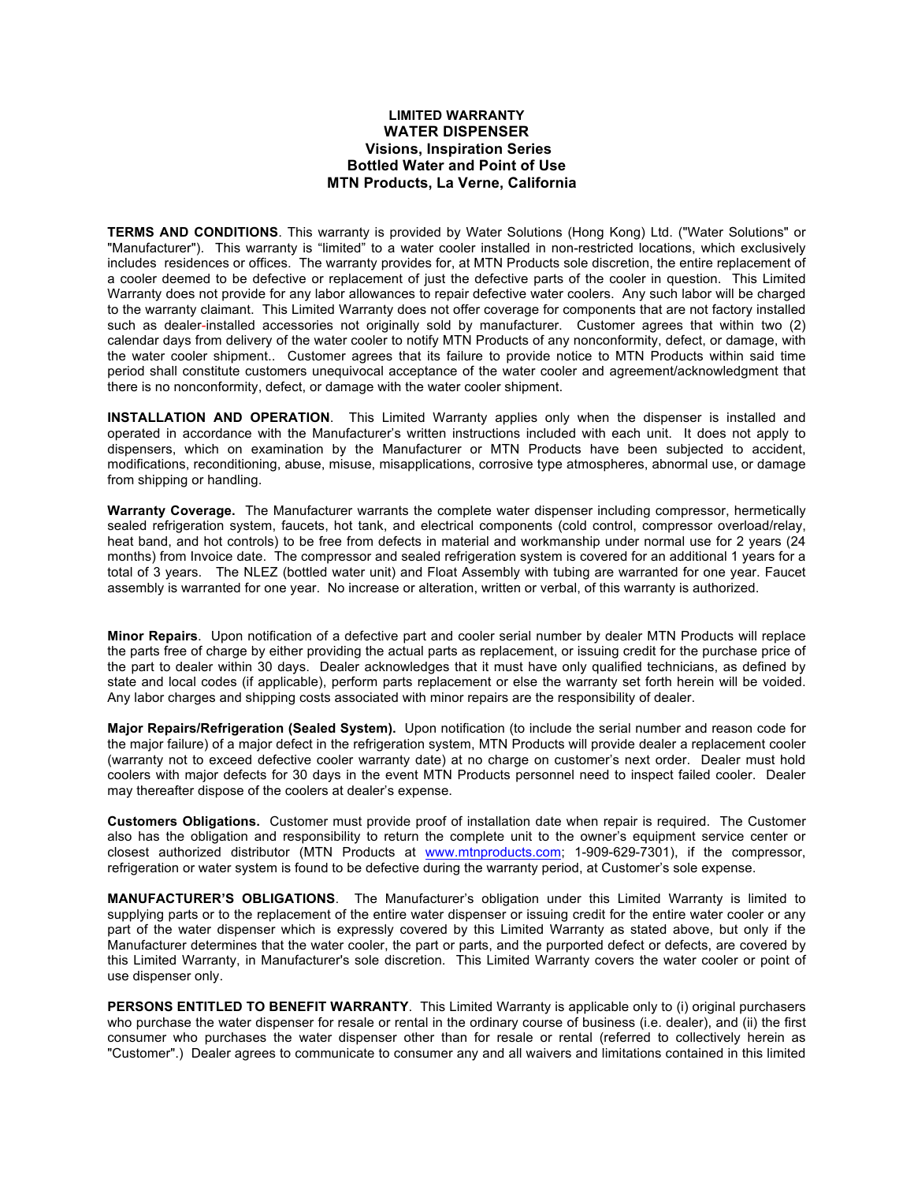**LIMITED WARRANTY**
**WATER DISPENSER**
**Visions, Inspiration Series**
**Bottled Water and Point of Use**
**MTN Products, La Verne, California**

**TERMS AND CONDITIONS**. This warranty is provided by Water Solutions (Hong Kong) Ltd. ("Water Solutions" or "Manufacturer"). This warranty is "limited" to a water cooler installed in non-restricted locations, which exclusively includes residences or offices. The warranty provides for, at MTN Products sole discretion, the entire replacement of a cooler deemed to be defective or replacement of just the defective parts of the cooler in question. This Limited Warranty does not provide for any labor allowances to repair defective water coolers. Any such labor will be charged to the warranty claimant. This Limited Warranty does not offer coverage for components that are not factory installed such as dealer-installed accessories not originally sold by manufacturer. Customer agrees that within two (2) calendar days from delivery of the water cooler to notify MTN Products of any nonconformity, defect, or damage, with the water cooler shipment. Customer agrees that its failure to provide notice to MTN Products within said time period shall constitute customers unequivocal acceptance of the water cooler and agreement/acknowledgment that there is no nonconformity, defect, or damage with the water cooler shipment.

**INSTALLATION AND OPERATION**. This Limited Warranty applies only when the dispenser is installed and operated in accordance with the Manufacturer's written instructions included with each unit. It does not apply to dispensers, which on examination by the Manufacturer or MTN Products have been subjected to accident, modifications, reconditioning, abuse, misuse, misapplications, corrosive type atmospheres, abnormal use, or damage from shipping or handling.

**Warranty Coverage.** The Manufacturer warrants the complete water dispenser including compressor, hermetically sealed refrigeration system, faucets, hot tank, and electrical components (cold control, compressor overload/relay, heat band, and hot controls) to be free from defects in material and workmanship under normal use for 2 years (24 months) from Invoice date. The compressor and sealed refrigeration system is covered for an additional 1 years for a total of 3 years. The NLEZ (bottled water unit) and Float Assembly with tubing are warranted for one year. Faucet assembly is warranted for one year. No increase or alteration, written or verbal, of this warranty is authorized.

**Minor Repairs**. Upon notification of a defective part and cooler serial number by dealer MTN Products will replace the parts free of charge by either providing the actual parts as replacement, or issuing credit for the purchase price of the part to dealer within 30 days. Dealer acknowledges that it must have only qualified technicians, as defined by state and local codes (if applicable), perform parts replacement or else the warranty set forth herein will be voided. Any labor charges and shipping costs associated with minor repairs are the responsibility of dealer.

**Major Repairs/Refrigeration (Sealed System).** Upon notification (to include the serial number and reason code for the major failure) of a major defect in the refrigeration system, MTN Products will provide dealer a replacement cooler (warranty not to exceed defective cooler warranty date) at no charge on customer's next order. Dealer must hold coolers with major defects for 30 days in the event MTN Products personnel need to inspect failed cooler. Dealer may thereafter dispose of the coolers at dealer's expense.

**Customers Obligations.** Customer must provide proof of installation date when repair is required. The Customer also has the obligation and responsibility to return the complete unit to the owner's equipment service center or closest authorized distributor (MTN Products at www.mtnproducts.com; 1-909-629-7301), if the compressor, refrigeration or water system is found to be defective during the warranty period, at Customer's sole expense.

**MANUFACTURER'S OBLIGATIONS**. The Manufacturer's obligation under this Limited Warranty is limited to supplying parts or to the replacement of the entire water dispenser or issuing credit for the entire water cooler or any part of the water dispenser which is expressly covered by this Limited Warranty as stated above, but only if the Manufacturer determines that the water cooler, the part or parts, and the purported defect or defects, are covered by this Limited Warranty, in Manufacturer's sole discretion. This Limited Warranty covers the water cooler or point of use dispenser only.

**PERSONS ENTITLED TO BENEFIT WARRANTY**. This Limited Warranty is applicable only to (i) original purchasers who purchase the water dispenser for resale or rental in the ordinary course of business (i.e. dealer), and (ii) the first consumer who purchases the water dispenser other than for resale or rental (referred to collectively herein as "Customer".) Dealer agrees to communicate to consumer any and all waivers and limitations contained in this limited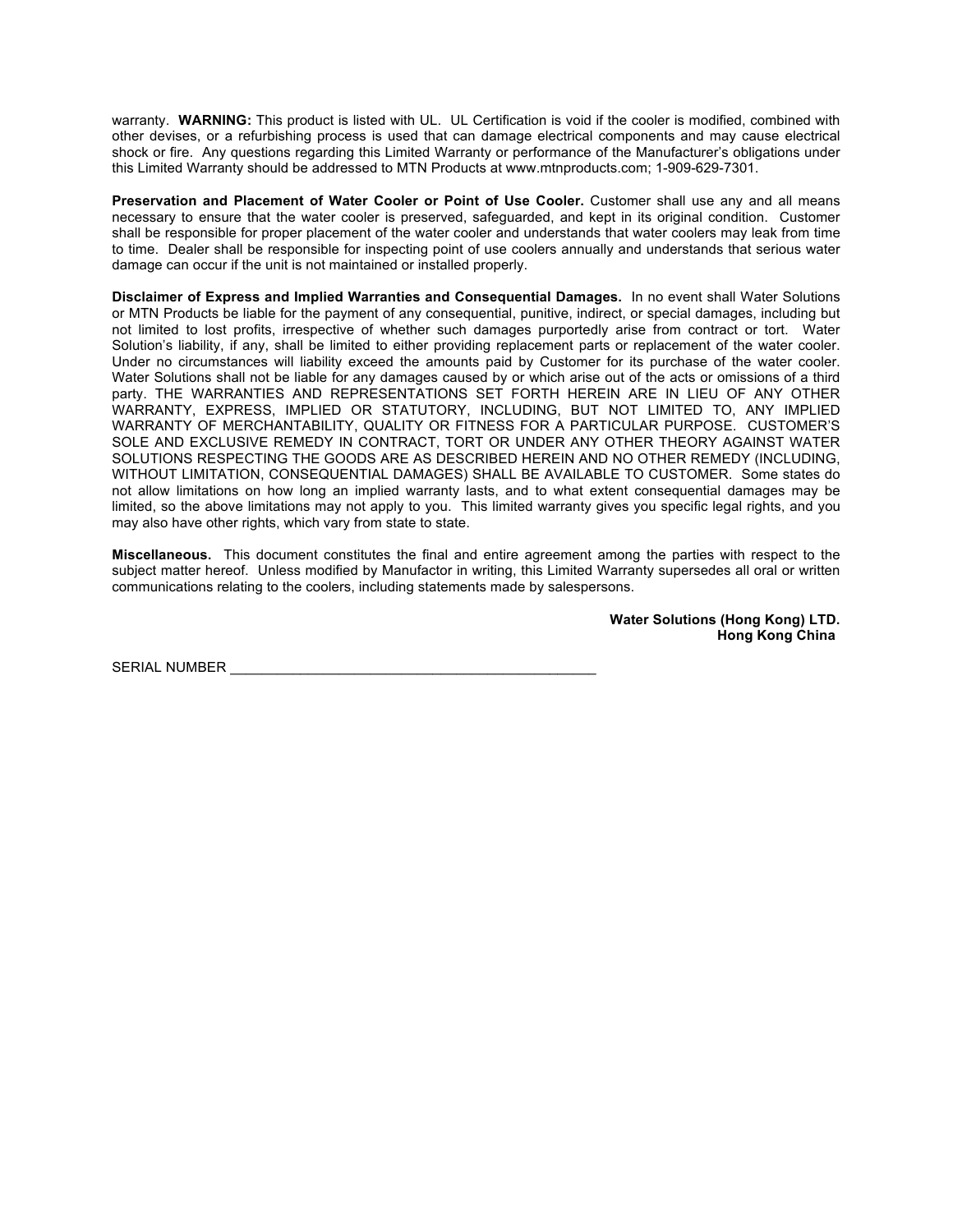warranty. **WARNING:** This product is listed with UL. UL Certification is void if the cooler is modified, combined with other devises, or a refurbishing process is used that can damage electrical components and may cause electrical shock or fire. Any questions regarding this Limited Warranty or performance of the Manufacturer's obligations under this Limited Warranty should be addressed to MTN Products at www.mtnproducts.com; 1-909-629-7301.

**Preservation and Placement of Water Cooler or Point of Use Cooler.** Customer shall use any and all means necessary to ensure that the water cooler is preserved, safeguarded, and kept in its original condition. Customer shall be responsible for proper placement of the water cooler and understands that water coolers may leak from time to time. Dealer shall be responsible for inspecting point of use coolers annually and understands that serious water damage can occur if the unit is not maintained or installed properly.

**Disclaimer of Express and Implied Warranties and Consequential Damages.** In no event shall Water Solutions or MTN Products be liable for the payment of any consequential, punitive, indirect, or special damages, including but not limited to lost profits, irrespective of whether such damages purportedly arise from contract or tort. Water Solution's liability, if any, shall be limited to either providing replacement parts or replacement of the water cooler. Under no circumstances will liability exceed the amounts paid by Customer for its purchase of the water cooler. Water Solutions shall not be liable for any damages caused by or which arise out of the acts or omissions of a third party. THE WARRANTIES AND REPRESENTATIONS SET FORTH HEREIN ARE IN LIEU OF ANY OTHER WARRANTY, EXPRESS, IMPLIED OR STATUTORY, INCLUDING, BUT NOT LIMITED TO, ANY IMPLIED WARRANTY OF MERCHANTABILITY, QUALITY OR FITNESS FOR A PARTICULAR PURPOSE. CUSTOMER'S SOLE AND EXCLUSIVE REMEDY IN CONTRACT, TORT OR UNDER ANY OTHER THEORY AGAINST WATER SOLUTIONS RESPECTING THE GOODS ARE AS DESCRIBED HEREIN AND NO OTHER REMEDY (INCLUDING, WITHOUT LIMITATION, CONSEQUENTIAL DAMAGES) SHALL BE AVAILABLE TO CUSTOMER. Some states do not allow limitations on how long an implied warranty lasts, and to what extent consequential damages may be limited, so the above limitations may not apply to you. This limited warranty gives you specific legal rights, and you may also have other rights, which vary from state to state.

**Miscellaneous.** This document constitutes the final and entire agreement among the parties with respect to the subject matter hereof. Unless modified by Manufactor in writing, this Limited Warranty supersedes all oral or written communications relating to the coolers, including statements made by salespersons.

**Water Solutions (Hong Kong) LTD.**
**Hong Kong China**

SERIAL NUMBER ________________________________________________